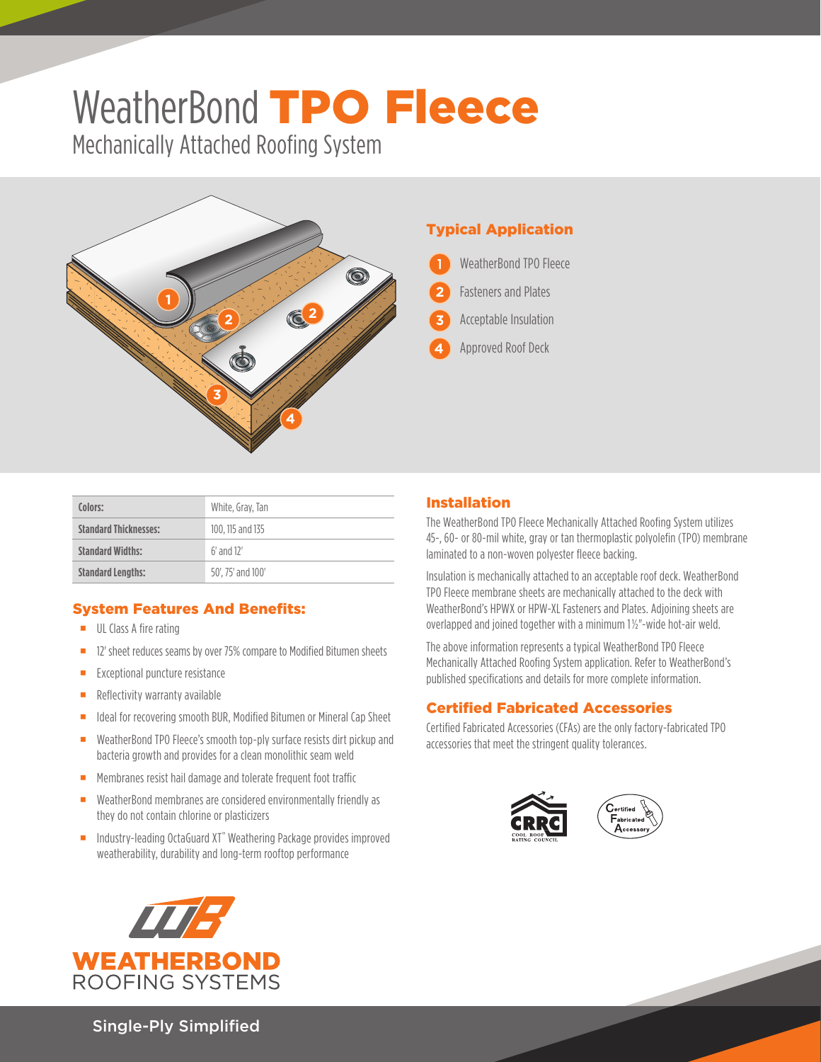# WeatherBond **TPO Fleece**

Mechanically Attached Roofing System

## Typical Application

1. WeatherBond TPO Fleece
2. Fasteners and Plates
3. Acceptable Insulation
4. Approved Roof Deck

| | |
|---|---|
| **Colors:** | White, Gray, Tan |
| **Standard Thicknesses:** | 100, 115 and 135 |
| **Standard Widths:** | 6' and 12' |
| **Standard Lengths:** | 50', 75' and 100' |

## System Features And Benefits:

- UL Class A fire rating
- 12' sheet reduces seams by over 75% compare to Modified Bitumen sheets
- Exceptional puncture resistance
- Reflectivity warranty available
- Ideal for recovering smooth BUR, Modified Bitumen or Mineral Cap Sheet
- WeatherBond TPO Fleece's smooth top-ply surface resists dirt pickup and bacteria growth and provides for a clean monolithic seam weld
- Membranes resist hail damage and tolerate frequent foot traffic
- WeatherBond membranes are considered environmentally friendly as they do not contain chlorine or plasticizers
- Industry-leading OctaGuard XT™ Weathering Package provides improved weatherability, durability and long-term rooftop performance

## Installation

The WeatherBond TPO Fleece Mechanically Attached Roofing System utilizes 45-, 60- or 80-mil white, gray or tan thermoplastic polyolefin (TPO) membrane laminated to a non-woven polyester fleece backing.

Insulation is mechanically attached to an acceptable roof deck. WeatherBond TPO Fleece membrane sheets are mechanically attached to the deck with WeatherBond's HPWX or HPW-XL Fasteners and Plates. Adjoining sheets are overlapped and joined together with a minimum 1½"-wide hot-air weld.

The above information represents a typical WeatherBond TPO Fleece Mechanically Attached Roofing System application. Refer to WeatherBond's published specifications and details for more complete information.

## Certified Fabricated Accessories

Certified Fabricated Accessories (CFAs) are the only factory-fabricated TPO accessories that meet the stringent quality tolerances.

CRRC Cool Roof Rating Council

Certified Fabricated Accessory

WEATHERBOND ROOFING SYSTEMS

Single-Ply Simplified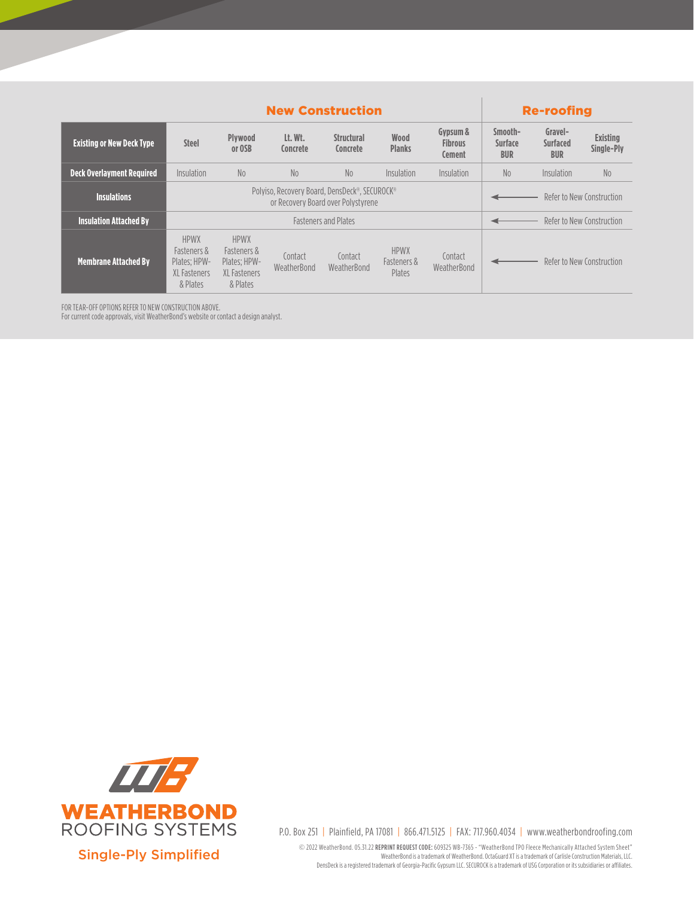| | New Construction | | | | | | Re-roofing | | |
|---|---|---|---|---|---|---|---|---|---|
| **Existing or New Deck Type** | **Steel** | **Plywood or OSB** | **Lt. Wt. Concrete** | **Structural Concrete** | **Wood Planks** | **Gypsum & Fibrous Cement** | **Smooth-Surface BUR** | **Gravel-Surfaced BUR** | **Existing Single-Ply** |
| **Deck Overlayment Required** | Insulation | No | No | No | Insulation | Insulation | No | Insulation | No |
| **Insulations** | Polyiso, Recovery Board, DensDeck®, SECUROCK® or Recovery Board over Polystyrene | | | | | | ← Refer to New Construction | | |
| **Insulation Attached By** | Fasteners and Plates | | | | | | ← Refer to New Construction | | |
| **Membrane Attached By** | HPWX Fasteners & Plates; HPW-XL Fasteners & Plates | HPWX Fasteners & Plates; HPW-XL Fasteners & Plates | Contact WeatherBond | Contact WeatherBond | HPWX Fasteners & Plates | Contact WeatherBond | ← Refer to New Construction | | |

FOR TEAR-OFF OPTIONS REFER TO NEW CONSTRUCTION ABOVE.
For current code approvals, visit WeatherBond's website or contact a design analyst.

**WEATHERBOND**
ROOFING SYSTEMS
Single-Ply Simplified

P.O. Box 251 | Plainfield, PA 17081 | 866.471.5125 | FAX: 717.960.4034 | www.weatherbondroofing.com

© 2022 WeatherBond. 05.31.22 **REPRINT REQUEST CODE:** 609325 WB-7365 - "WeatherBond TPO Fleece Mechanically Attached System Sheet"
WeatherBond is a trademark of WeatherBond. OctaGuard XT is a trademark of Carlisle Construction Materials, LLC.
DensDeck is a registered trademark of Georgia-Pacific Gypsum LLC. SECUROCK is a trademark of USG Corporation or its subsidiaries or affiliates.